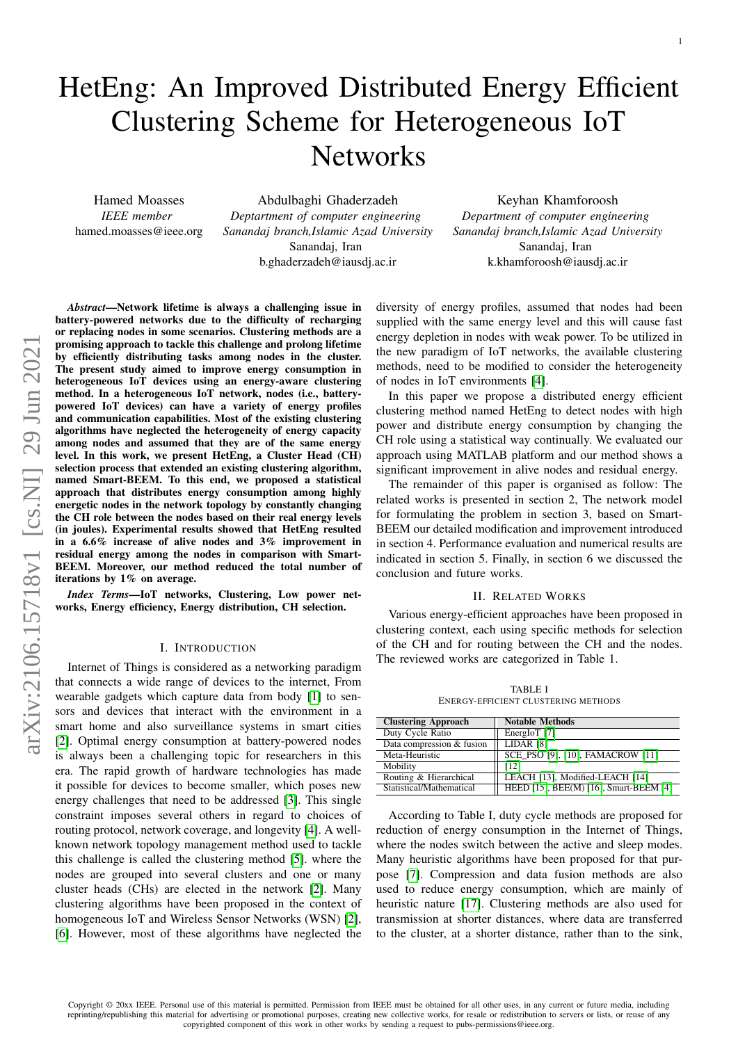# HetEng: An Improved Distributed Energy Efficient Clustering Scheme for Heterogeneous IoT Networks

Hamed Moasses
*IEEE member*
hamed.moasses@ieee.org

Abdulbaghi Ghaderzadeh
*Deptartment of computer engineering*
*Sanandaj branch,Islamic Azad University*
Sanandaj, Iran
b.ghaderzadeh@iausdj.ac.ir

Keyhan Khamforoosh
*Department of computer engineering*
*Sanandaj branch,Islamic Azad University*
Sanandaj, Iran
k.khamforoosh@iausdj.ac.ir

***Abstract*—Network lifetime is always a challenging issue in battery-powered networks due to the difficulty of recharging or replacing nodes in some scenarios. Clustering methods are a promising approach to tackle this challenge and prolong lifetime by efficiently distributing tasks among nodes in the cluster. The present study aimed to improve energy consumption in heterogeneous IoT devices using an energy-aware clustering method. In a heterogeneous IoT network, nodes (i.e., battery-powered IoT devices) can have a variety of energy profiles and communication capabilities. Most of the existing clustering algorithms have neglected the heterogeneity of energy capacity among nodes and assumed that they are of the same energy level. In this work, we present HetEng, a Cluster Head (CH) selection process that extended an existing clustering algorithm, named Smart-BEEM. To this end, we proposed a statistical approach that distributes energy consumption among highly energetic nodes in the network topology by constantly changing the CH role between the nodes based on their real energy levels (in joules). Experimental results showed that HetEng resulted in a 6.6% increase of alive nodes and 3% improvement in residual energy among the nodes in comparison with Smart-BEEM. Moreover, our method reduced the total number of iterations by 1% on average.**

***Index Terms*—IoT networks, Clustering, Low power networks, Energy efficiency, Energy distribution, CH selection.**

## I. Introduction

Internet of Things is considered as a networking paradigm that connects a wide range of devices to the internet, From wearable gadgets which capture data from body [1] to sensors and devices that interact with the environment in a smart home and also surveillance systems in smart cities [2]. Optimal energy consumption in battery-powered nodes is always been a challenging topic for researchers in this era. The rapid growth of hardware technologies has made it possible for devices to become smaller, which poses new energy challenges that need to be addressed [3]. This single constraint imposes several others in regard to choices of routing protocol, network coverage, and longevity [4]. A well-known network topology management method used to tackle this challenge is called the clustering method [5]. where the nodes are grouped into several clusters and one or many cluster heads (CHs) are elected in the network [2]. Many clustering algorithms have been proposed in the context of homogeneous IoT and Wireless Sensor Networks (WSN) [2], [6]. However, most of these algorithms have neglected the diversity of energy profiles, assumed that nodes had been supplied with the same energy level and this will cause fast energy depletion in nodes with weak power. To be utilized in the new paradigm of IoT networks, the available clustering methods, need to be modified to consider the heterogeneity of nodes in IoT environments [4].

In this paper we propose a distributed energy efficient clustering method named HetEng to detect nodes with high power and distribute energy consumption by changing the CH role using a statistical way continually. We evaluated our approach using MATLAB platform and our method shows a significant improvement in alive nodes and residual energy.

The remainder of this paper is organised as follow: The related works is presented in section 2, The network model for formulating the problem in section 3, based on Smart-BEEM our detailed modification and improvement introduced in section 4. Performance evaluation and numerical results are indicated in section 5. Finally, in section 6 we discussed the conclusion and future works.

## II. Related Works

Various energy-efficient approaches have been proposed in clustering context, each using specific methods for selection of the CH and for routing between the CH and the nodes. The reviewed works are categorized in Table 1.

TABLE I
ENERGY-EFFICIENT CLUSTERING METHODS

| Clustering Approach | Notable Methods |
|---|---|
| Duty Cycle Ratio | EnergIoT [7] |
| Data compression & fusion | LIDAR [8] |
| Meta-Heuristic | SCE_PSO [9], [10], FAMACROW [11] |
| Mobility | [12] |
| Routing & Hierarchical | LEACH [13], Modified-LEACH [14] |
| Statistical/Mathematical | HEED [15], BEE(M) [16], Smart-BEEM [4] |

According to Table I, duty cycle methods are proposed for reduction of energy consumption in the Internet of Things, where the nodes switch between the active and sleep modes. Many heuristic algorithms have been proposed for that purpose [7]. Compression and data fusion methods are also used to reduce energy consumption, which are mainly of heuristic nature [17]. Clustering methods are also used for transmission at shorter distances, where data are transferred to the cluster, at a shorter distance, rather than to the sink,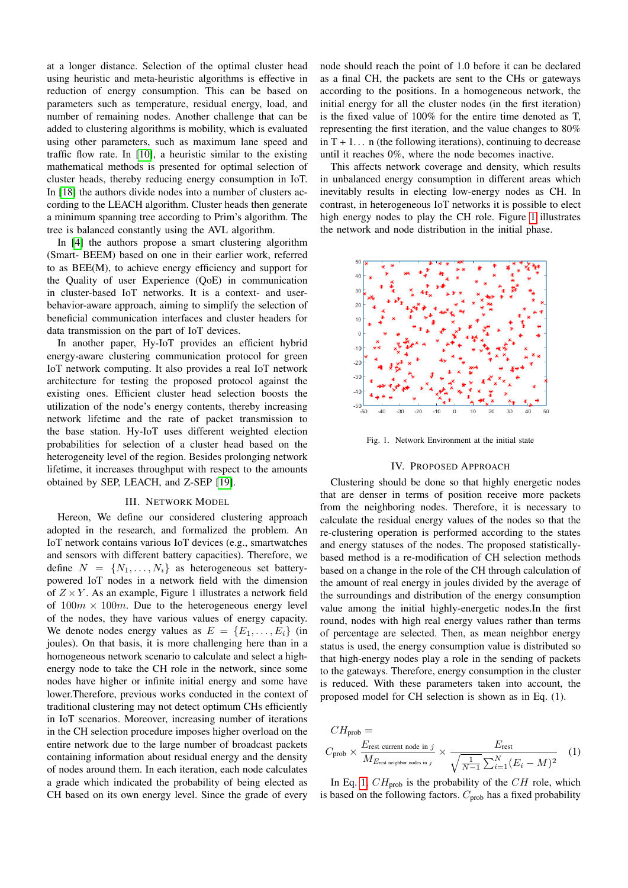at a longer distance. Selection of the optimal cluster head using heuristic and meta-heuristic algorithms is effective in reduction of energy consumption. This can be based on parameters such as temperature, residual energy, load, and number of remaining nodes. Another challenge that can be added to clustering algorithms is mobility, which is evaluated using other parameters, such as maximum lane speed and traffic flow rate. In [10], a heuristic similar to the existing mathematical methods is presented for optimal selection of cluster heads, thereby reducing energy consumption in IoT. In [18] the authors divide nodes into a number of clusters according to the LEACH algorithm. Cluster heads then generate a minimum spanning tree according to Prim's algorithm. The tree is balanced constantly using the AVL algorithm.

In [4] the authors propose a smart clustering algorithm (Smart- BEEM) based on one in their earlier work, referred to as BEE(M), to achieve energy efficiency and support for the Quality of user Experience (QoE) in communication in cluster-based IoT networks. It is a context- and user-behavior-aware approach, aiming to simplify the selection of beneficial communication interfaces and cluster headers for data transmission on the part of IoT devices.

In another paper, Hy-IoT provides an efficient hybrid energy-aware clustering communication protocol for green IoT network computing. It also provides a real IoT network architecture for testing the proposed protocol against the existing ones. Efficient cluster head selection boosts the utilization of the node's energy contents, thereby increasing network lifetime and the rate of packet transmission to the base station. Hy-IoT uses different weighted election probabilities for selection of a cluster head based on the heterogeneity level of the region. Besides prolonging network lifetime, it increases throughput with respect to the amounts obtained by SEP, LEACH, and Z-SEP [19].

## III. Network Model

Hereon, We define our considered clustering approach adopted in the research, and formalized the problem. An IoT network contains various IoT devices (e.g., smartwatches and sensors with different battery capacities). Therefore, we define $N = \{N_1, \dots, N_i\}$ as heterogeneous set battery-powered IoT nodes in a network field with the dimension of $Z \times Y$. As an example, Figure 1 illustrates a network field of $100m \times 100m$. Due to the heterogeneous energy level of the nodes, they have various values of energy capacity. We denote nodes energy values as $E = \{E_1, \dots, E_i\}$ (in joules). On that basis, it is more challenging here than in a homogeneous network scenario to calculate and select a high-energy node to take the CH role in the network, since some nodes have higher or infinite initial energy and some have lower.Therefore, previous works conducted in the context of traditional clustering may not detect optimum CHs efficiently in IoT scenarios. Moreover, increasing number of iterations in the CH selection procedure imposes higher overload on the entire network due to the large number of broadcast packets containing information about residual energy and the density of nodes around them. In each iteration, each node calculates a grade which indicated the probability of being elected as CH based on its own energy level. Since the grade of every node should reach the point of 1.0 before it can be declared as a final CH, the packets are sent to the CHs or gateways according to the positions. In a homogeneous network, the initial energy for all the cluster nodes (in the first iteration) is the fixed value of 100% for the entire time denoted as T, representing the first iteration, and the value changes to 80% in T + 1... n (the following iterations), continuing to decrease until it reaches 0%, where the node becomes inactive.

This affects network coverage and density, which results in unbalanced energy consumption in different areas which inevitably results in electing low-energy nodes as CH. In contrast, in heterogeneous IoT networks it is possible to elect high energy nodes to play the CH role. Figure 1 illustrates the network and node distribution in the initial phase.

Fig. 1. Network Environment at the initial state

## IV. Proposed Approach

Clustering should be done so that highly energetic nodes that are denser in terms of position receive more packets from the neighboring nodes. Therefore, it is necessary to calculate the residual energy values of the nodes so that the re-clustering operation is performed according to the states and energy statuses of the nodes. The proposed statistically-based method is a re-modification of CH selection methods based on a change in the role of the CH through calculation of the amount of real energy in joules divided by the average of the surroundings and distribution of the energy consumption value among the initial highly-energetic nodes.In the first round, nodes with high real energy values rather than terms of percentage are selected. Then, as mean neighbor energy status is used, the energy consumption value is distributed so that high-energy nodes play a role in the sending of packets to the gateways. Therefore, energy consumption in the cluster is reduced. With these parameters taken into account, the proposed model for CH selection is shown as in Eq. (1).

$$CH_{\text{prob}} = C_{\text{prob}} \times \frac{E_{\text{rest current node in } j}}{M_{E_{\text{rest neighbor nodes in } j}}} \times \frac{E_{\text{rest}}}{\sqrt{\frac{1}{N-1}\sum_{i=1}^{N}(E_i - M)^2}} \tag{1}$$

In Eq. 1, $CH_{\text{prob}}$ is the probability of the $CH$ role, which is based on the following factors. $C_{\text{prob}}$ has a fixed probability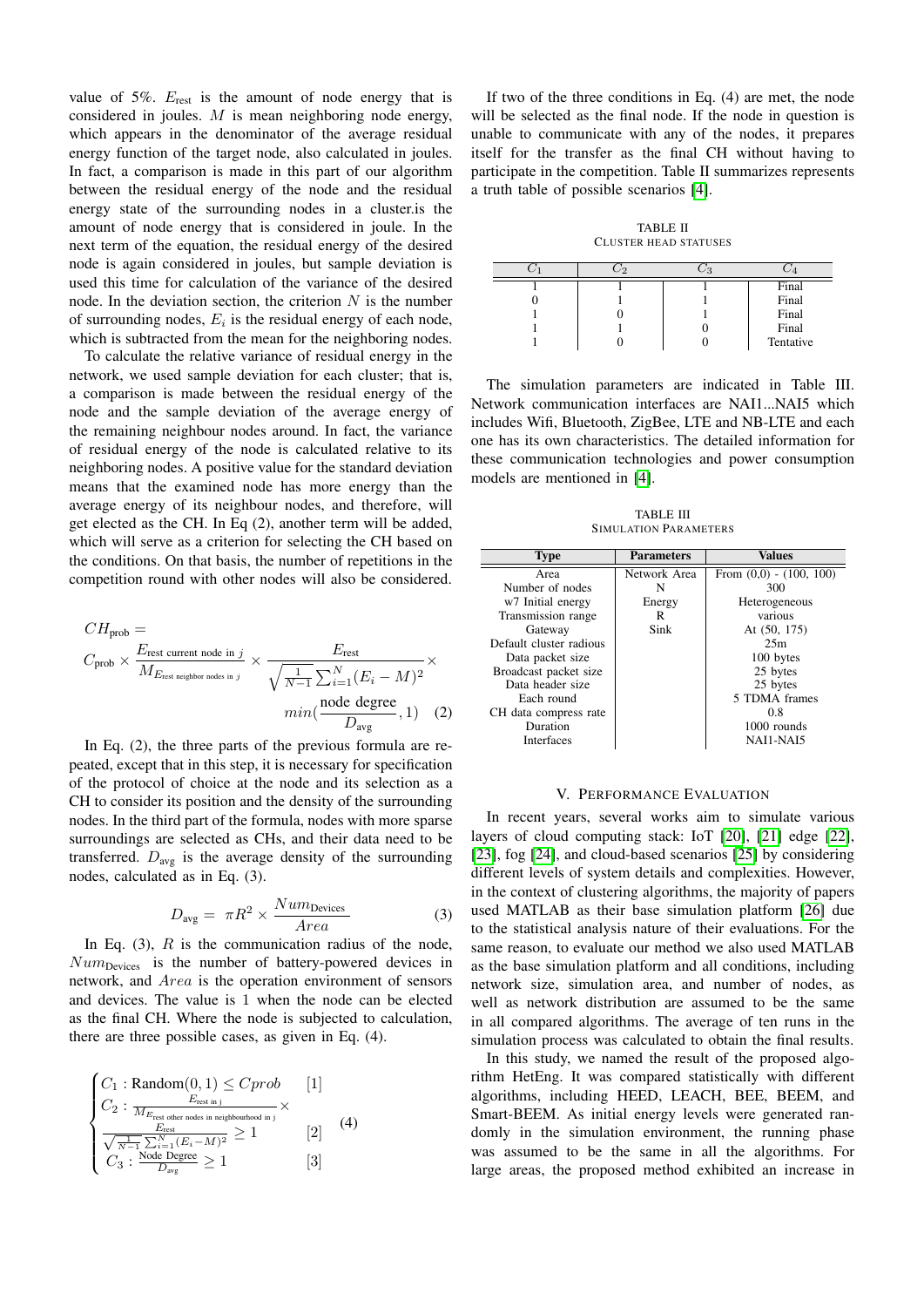value of 5%. $E_{\text{rest}}$ is the amount of node energy that is considered in joules. $M$ is mean neighboring node energy, which appears in the denominator of the average residual energy function of the target node, also calculated in joules. In fact, a comparison is made in this part of our algorithm between the residual energy of the node and the residual energy state of the surrounding nodes in a cluster.is the amount of node energy that is considered in joule. In the next term of the equation, the residual energy of the desired node is again considered in joules, but sample deviation is used this time for calculation of the variance of the desired node. In the deviation section, the criterion $N$ is the number of surrounding nodes, $E_i$ is the residual energy of each node, which is subtracted from the mean for the neighboring nodes.

To calculate the relative variance of residual energy in the network, we used sample deviation for each cluster; that is, a comparison is made between the residual energy of the node and the sample deviation of the average energy of the remaining neighbour nodes around. In fact, the variance of residual energy of the node is calculated relative to its neighboring nodes. A positive value for the standard deviation means that the examined node has more energy than the average energy of its neighbour nodes, and therefore, will get elected as the CH. In Eq (2), another term will be added, which will serve as a criterion for selecting the CH based on the conditions. On that basis, the number of repetitions in the competition round with other nodes will also be considered.

$$CH_{\text{prob}} = C_{\text{prob}} \times \frac{E_{\text{rest current node in } j}}{M_{E_{\text{rest neighbor nodes in } j}}} \times \frac{E_{\text{rest}}}{\sqrt{\frac{1}{N-1}\sum_{i=1}^{N}(E_i - M)^2}} \times min(\frac{\text{node degree}}{D_{\text{avg}}}, 1) \quad (2)$$

In Eq. (2), the three parts of the previous formula are repeated, except that in this step, it is necessary for specification of the protocol of choice at the node and its selection as a CH to consider its position and the density of the surrounding nodes. In the third part of the formula, nodes with more sparse surroundings are selected as CHs, and their data need to be transferred. $D_{\text{avg}}$ is the average density of the surrounding nodes, calculated as in Eq. (3).

$$D_{\text{avg}} = \pi R^2 \times \frac{Num_{\text{Devices}}}{Area} \quad (3)$$

In Eq. (3), $R$ is the communication radius of the node, $Num_{\text{Devices}}$ is the number of battery-powered devices in network, and $Area$ is the operation environment of sensors and devices. The value is 1 when the node can be elected as the final CH. Where the node is subjected to calculation, there are three possible cases, as given in Eq. (4).

$$\begin{cases} C_1 : \text{Random}(0,1) \leq Cprob & [1] \\ C_2 : \frac{E_{\text{rest in j}}}{M_{E_{\text{rest other nodes in neighbourhood in j}}}} \times \frac{E_{\text{rest}}}{\sqrt{\frac{1}{N-1}\sum_{i=1}^{N}(E_i - M)^2}} \geq 1 & [2] \\ C_3 : \frac{\text{Node Degree}}{D_{\text{avg}}} \geq 1 & [3] \end{cases} \quad (4)$$

If two of the three conditions in Eq. (4) are met, the node will be selected as the final node. If the node in question is unable to communicate with any of the nodes, it prepares itself for the transfer as the final CH without having to participate in the competition. Table II summarizes represents a truth table of possible scenarios [4].

TABLE II
CLUSTER HEAD STATUSES

| $C_1$ | $C_2$ | $C_3$ | $C_4$ |
|---|---|---|---|
| 1 | 1 | 1 | Final |
| 0 | 1 | 1 | Final |
| 1 | 0 | 1 | Final |
| 1 | 1 | 0 | Final |
| 1 | 0 | 0 | Tentative |

The simulation parameters are indicated in Table III. Network communication interfaces are NAI1...NAI5 which includes Wifi, Bluetooth, ZigBee, LTE and NB-LTE and each one has its own characteristics. The detailed information for these communication technologies and power consumption models are mentioned in [4].

TABLE III
SIMULATION PARAMETERS

| Type | Parameters | Values |
|---|---|---|
| Area | Network Area | From (0,0) - (100, 100) |
| Number of nodes | N | 300 |
| w7 Initial energy | Energy | Heterogeneous |
| Transmission range | R | various |
| Gateway | Sink | At (50, 175) |
| Default cluster radious | | 25m |
| Data packet size | | 100 bytes |
| Broadcast packet size | | 25 bytes |
| Data header size | | 25 bytes |
| Each round | | 5 TDMA frames |
| CH data compress rate | | 0.8 |
| Duration | | 1000 rounds |
| Interfaces | | NAI1-NAI5 |

## V. Performance Evaluation

In recent years, several works aim to simulate various layers of cloud computing stack: IoT [20], [21] edge [22], [23], fog [24], and cloud-based scenarios [25] by considering different levels of system details and complexities. However, in the context of clustering algorithms, the majority of papers used MATLAB as their base simulation platform [26] due to the statistical analysis nature of their evaluations. For the same reason, to evaluate our method we also used MATLAB as the base simulation platform and all conditions, including network size, simulation area, and number of nodes, as well as network distribution are assumed to be the same in all compared algorithms. The average of ten runs in the simulation process was calculated to obtain the final results.

In this study, we named the result of the proposed algorithm HetEng. It was compared statistically with different algorithms, including HEED, LEACH, BEE, BEEM, and Smart-BEEM. As initial energy levels were generated randomly in the simulation environment, the running phase was assumed to be the same in all the algorithms. For large areas, the proposed method exhibited an increase in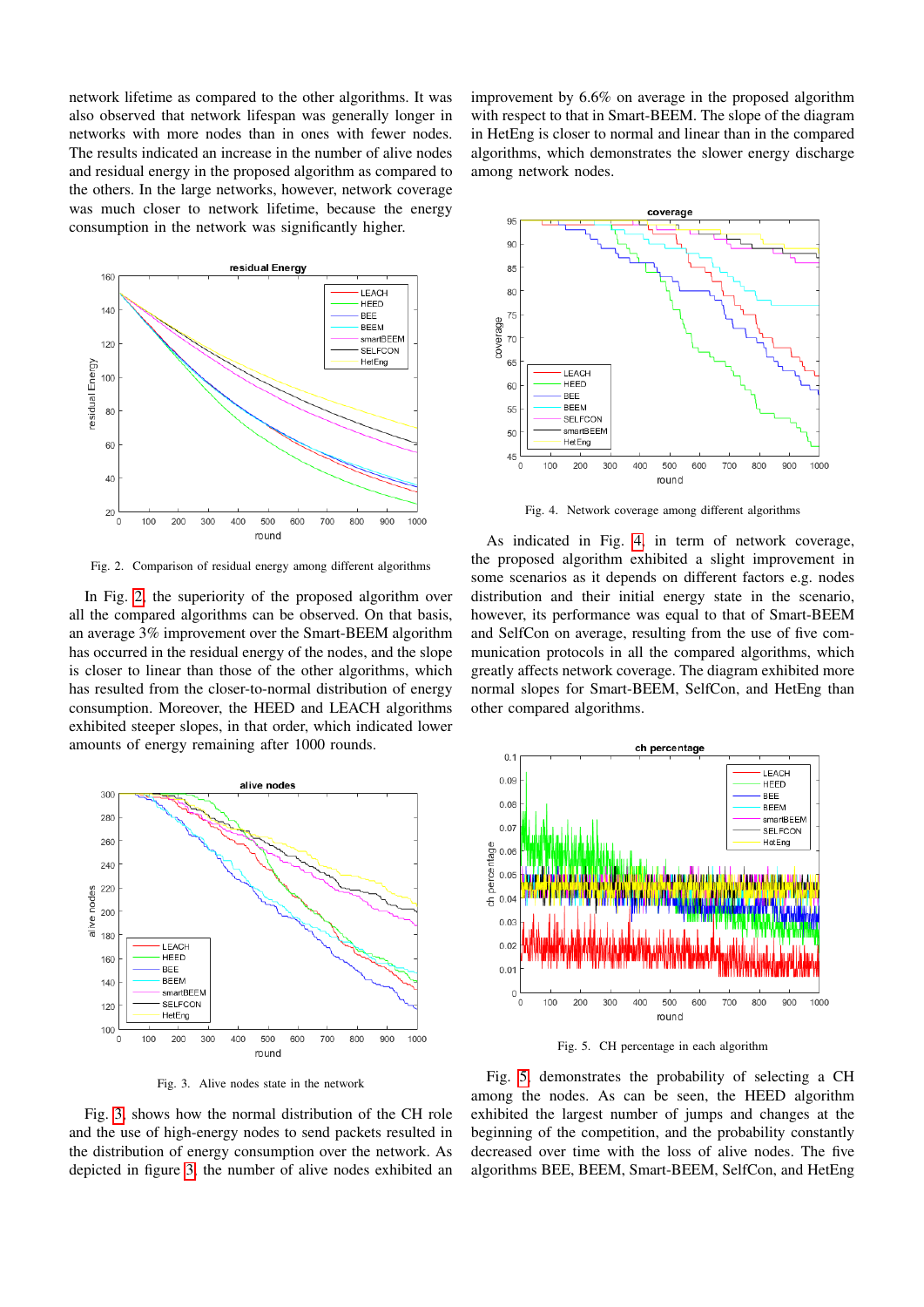network lifetime as compared to the other algorithms. It was also observed that network lifespan was generally longer in networks with more nodes than in ones with fewer nodes. The results indicated an increase in the number of alive nodes and residual energy in the proposed algorithm as compared to the others. In the large networks, however, network coverage was much closer to network lifetime, because the energy consumption in the network was significantly higher.

Fig. 2. Comparison of residual energy among different algorithms

In Fig. 2, the superiority of the proposed algorithm over all the compared algorithms can be observed. On that basis, an average 3% improvement over the Smart-BEEM algorithm has occurred in the residual energy of the nodes, and the slope is closer to linear than those of the other algorithms, which has resulted from the closer-to-normal distribution of energy consumption. Moreover, the HEED and LEACH algorithms exhibited steeper slopes, in that order, which indicated lower amounts of energy remaining after 1000 rounds.

Fig. 3. Alive nodes state in the network

Fig. 3, shows how the normal distribution of the CH role and the use of high-energy nodes to send packets resulted in the distribution of energy consumption over the network. As depicted in figure 3, the number of alive nodes exhibited an improvement by 6.6% on average in the proposed algorithm with respect to that in Smart-BEEM. The slope of the diagram in HetEng is closer to normal and linear than in the compared algorithms, which demonstrates the slower energy discharge among network nodes.

Fig. 4. Network coverage among different algorithms

As indicated in Fig. 4, in term of network coverage, the proposed algorithm exhibited a slight improvement in some scenarios as it depends on different factors e.g. nodes distribution and their initial energy state in the scenario, however, its performance was equal to that of Smart-BEEM and SelfCon on average, resulting from the use of five communication protocols in all the compared algorithms, which greatly affects network coverage. The diagram exhibited more normal slopes for Smart-BEEM, SelfCon, and HetEng than other compared algorithms.

Fig. 5. CH percentage in each algorithm

Fig. 5, demonstrates the probability of selecting a CH among the nodes. As can be seen, the HEED algorithm exhibited the largest number of jumps and changes at the beginning of the competition, and the probability constantly decreased over time with the loss of alive nodes. The five algorithms BEE, BEEM, Smart-BEEM, SelfCon, and HetEng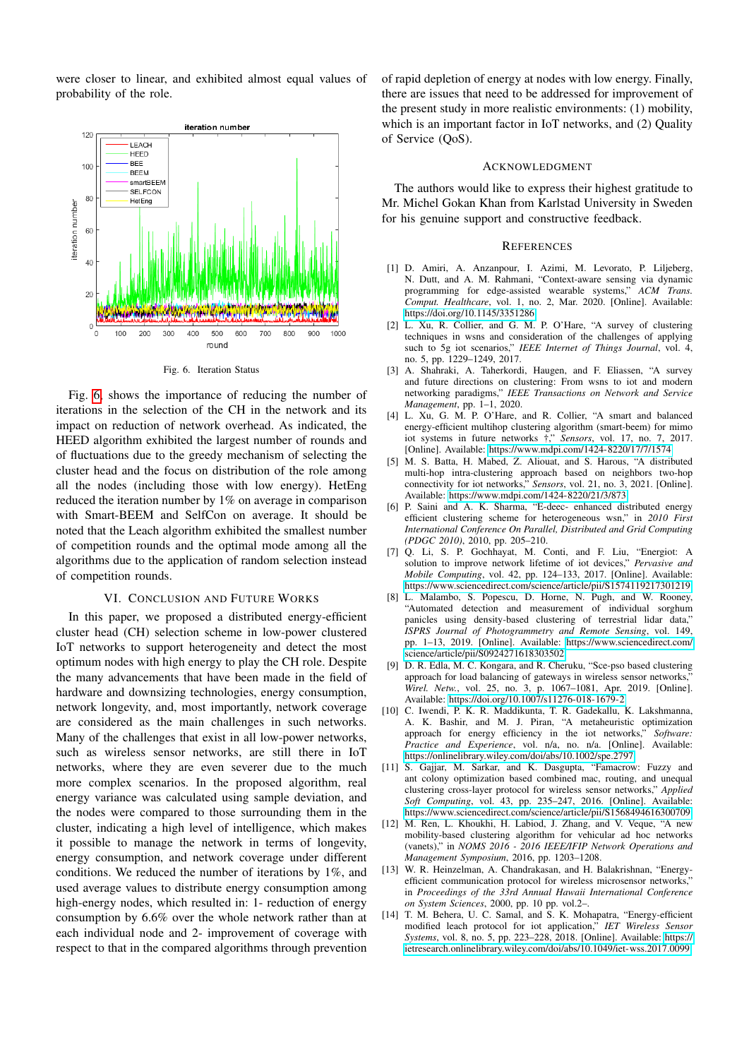were closer to linear, and exhibited almost equal values of probability of the role.

Fig. 6. Iteration Status

Fig. 6, shows the importance of reducing the number of iterations in the selection of the CH in the network and its impact on reduction of network overhead. As indicated, the HEED algorithm exhibited the largest number of rounds and of fluctuations due to the greedy mechanism of selecting the cluster head and the focus on distribution of the role among all the nodes (including those with low energy). HetEng reduced the iteration number by 1% on average in comparison with Smart-BEEM and SelfCon on average. It should be noted that the Leach algorithm exhibited the smallest number of competition rounds and the optimal mode among all the algorithms due to the application of random selection instead of competition rounds.

## VI. Conclusion and Future Works

In this paper, we proposed a distributed energy-efficient cluster head (CH) selection scheme in low-power clustered IoT networks to support heterogeneity and detect the most optimum nodes with high energy to play the CH role. Despite the many advancements that have been made in the field of hardware and downsizing technologies, energy consumption, network longevity, and, most importantly, network coverage are considered as the main challenges in such networks. Many of the challenges that exist in all low-power networks, such as wireless sensor networks, are still there in IoT networks, where they are even severer due to the much more complex scenarios. In the proposed algorithm, real energy variance was calculated using sample deviation, and the nodes were compared to those surrounding them in the cluster, indicating a high level of intelligence, which makes it possible to manage the network in terms of longevity, energy consumption, and network coverage under different conditions. We reduced the number of iterations by 1%, and used average values to distribute energy consumption among high-energy nodes, which resulted in: 1- reduction of energy consumption by 6.6% over the whole network rather than at each individual node and 2- improvement of coverage with respect to that in the compared algorithms through prevention of rapid depletion of energy at nodes with low energy. Finally, there are issues that need to be addressed for improvement of the present study in more realistic environments: (1) mobility, which is an important factor in IoT networks, and (2) Quality of Service (QoS).

## Acknowledgment

The authors would like to express their highest gratitude to Mr. Michel Gokan Khan from Karlstad University in Sweden for his genuine support and constructive feedback.

## References

[1] D. Amiri, A. Anzanpour, I. Azimi, M. Levorato, P. Liljeberg, N. Dutt, and A. M. Rahmani, "Context-aware sensing via dynamic programming for edge-assisted wearable systems," *ACM Trans. Comput. Healthcare*, vol. 1, no. 2, Mar. 2020. [Online]. Available: https://doi.org/10.1145/3351286

[2] L. Xu, R. Collier, and G. M. P. O'Hare, "A survey of clustering techniques in wsns and consideration of the challenges of applying such to 5g iot scenarios," *IEEE Internet of Things Journal*, vol. 4, no. 5, pp. 1229–1249, 2017.

[3] A. Shahraki, A. Taherkordi, Haugen, and F. Eliassen, "A survey and future directions on clustering: From wsns to iot and modern networking paradigms," *IEEE Transactions on Network and Service Management*, pp. 1–1, 2020.

[4] L. Xu, G. M. P. O'Hare, and R. Collier, "A smart and balanced energy-efficient multihop clustering algorithm (smart-beem) for mimo iot systems in future networks †," *Sensors*, vol. 17, no. 7, 2017. [Online]. Available: https://www.mdpi.com/1424-8220/17/7/1574

[5] M. S. Batta, H. Mabed, Z. Aliouat, and S. Harous, "A distributed multi-hop intra-clustering approach based on neighbors two-hop connectivity for iot networks," *Sensors*, vol. 21, no. 3, 2021. [Online]. Available: https://www.mdpi.com/1424-8220/21/3/873

[6] P. Saini and A. K. Sharma, "E-deec- enhanced distributed energy efficient clustering scheme for heterogeneous wsn," in *2010 First International Conference On Parallel, Distributed and Grid Computing (PDGC 2010)*, 2010, pp. 205–210.

[7] Q. Li, S. P. Gochhayat, M. Conti, and F. Liu, "Energiot: A solution to improve network lifetime of iot devices," *Pervasive and Mobile Computing*, vol. 42, pp. 124–133, 2017. [Online]. Available: https://www.sciencedirect.com/science/article/pii/S1574119217301219

[8] L. Malambo, S. Popescu, D. Horne, N. Pugh, and W. Rooney, "Automated detection and measurement of individual sorghum panicles using density-based clustering of terrestrial lidar data," *ISPRS Journal of Photogrammetry and Remote Sensing*, vol. 149, pp. 1–13, 2019. [Online]. Available: https://www.sciencedirect.com/science/article/pii/S0924271618303502

[9] D. R. Edla, M. C. Kongara, and R. Cheruku, "Sce-pso based clustering approach for load balancing of gateways in wireless sensor networks," *Wirel. Netw.*, vol. 25, no. 3, p. 1067–1081, Apr. 2019. [Online]. Available: https://doi.org/10.1007/s11276-018-1679-2

[10] C. Iwendi, P. K. R. Maddikunta, T. R. Gadekallu, K. Lakshmanna, A. K. Bashir, and M. J. Piran, "A metaheuristic optimization approach for energy efficiency in the iot networks," *Software: Practice and Experience*, vol. n/a, no. n/a. [Online]. Available: https://onlinelibrary.wiley.com/doi/abs/10.1002/spe.2797

[11] S. Gajjar, M. Sarkar, and K. Dasgupta, "Famacrow: Fuzzy and ant colony optimization based combined mac, routing, and unequal clustering cross-layer protocol for wireless sensor networks," *Applied Soft Computing*, vol. 43, pp. 235–247, 2016. [Online]. Available: https://www.sciencedirect.com/science/article/pii/S1568494616300709

[12] M. Ren, L. Khoukhi, H. Labiod, J. Zhang, and V. Veque, "A new mobility-based clustering algorithm for vehicular ad hoc networks (vanets)," in *NOMS 2016 - 2016 IEEE/IFIP Network Operations and Management Symposium*, 2016, pp. 1203–1208.

[13] W. R. Heinzelman, A. Chandrakasan, and H. Balakrishnan, "Energy-efficient communication protocol for wireless microsensor networks," in *Proceedings of the 33rd Annual Hawaii International Conference on System Sciences*, 2000, pp. 10 pp. vol.2–.

[14] T. M. Behera, U. C. Samal, and S. K. Mohapatra, "Energy-efficient modified leach protocol for iot application," *IET Wireless Sensor Systems*, vol. 8, no. 5, pp. 223–228, 2018. [Online]. Available: https://ietresearch.onlinelibrary.wiley.com/doi/abs/10.1049/iet-wss.2017.0099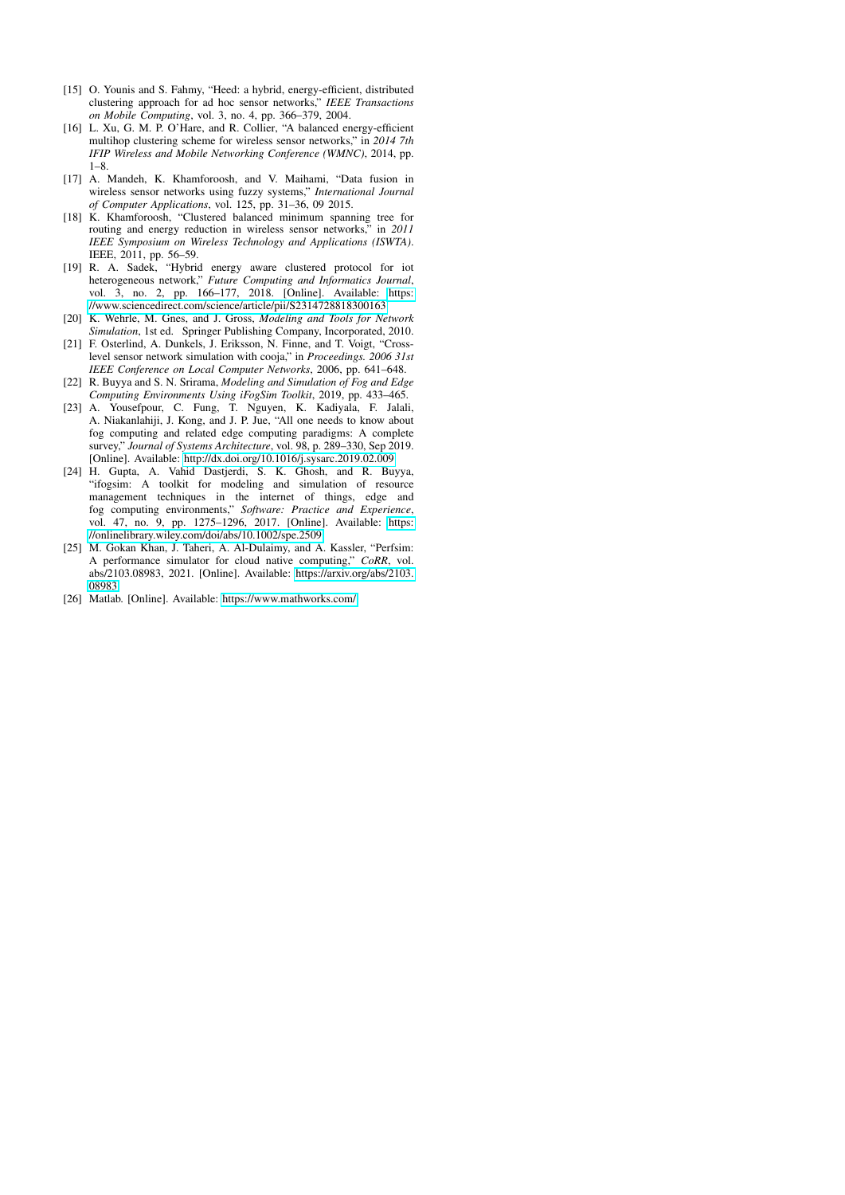- [15] O. Younis and S. Fahmy, "Heed: a hybrid, energy-efficient, distributed clustering approach for ad hoc sensor networks," *IEEE Transactions on Mobile Computing*, vol. 3, no. 4, pp. 366–379, 2004.
- [16] L. Xu, G. M. P. O'Hare, and R. Collier, "A balanced energy-efficient multihop clustering scheme for wireless sensor networks," in *2014 7th IFIP Wireless and Mobile Networking Conference (WMNC)*, 2014, pp. 1–8.
- [17] A. Mandeh, K. Khamforoosh, and V. Maihami, "Data fusion in wireless sensor networks using fuzzy systems," *International Journal of Computer Applications*, vol. 125, pp. 31–36, 09 2015.
- [18] K. Khamforoosh, "Clustered balanced minimum spanning tree for routing and energy reduction in wireless sensor networks," in *2011 IEEE Symposium on Wireless Technology and Applications (ISWTA)*. IEEE, 2011, pp. 56–59.
- [19] R. A. Sadek, "Hybrid energy aware clustered protocol for iot heterogeneous network," *Future Computing and Informatics Journal*, vol. 3, no. 2, pp. 166–177, 2018. [Online]. Available: https://www.sciencedirect.com/science/article/pii/S2314728818300163
- [20] K. Wehrle, M. Gnes, and J. Gross, *Modeling and Tools for Network Simulation*, 1st ed. Springer Publishing Company, Incorporated, 2010.
- [21] F. Osterlind, A. Dunkels, J. Eriksson, N. Finne, and T. Voigt, "Cross-level sensor network simulation with cooja," in *Proceedings. 2006 31st IEEE Conference on Local Computer Networks*, 2006, pp. 641–648.
- [22] R. Buyya and S. N. Srirama, *Modeling and Simulation of Fog and Edge Computing Environments Using iFogSim Toolkit*, 2019, pp. 433–465.
- [23] A. Yousefpour, C. Fung, T. Nguyen, K. Kadiyala, F. Jalali, A. Niakanlahiji, J. Kong, and J. P. Jue, "All one needs to know about fog computing and related edge computing paradigms: A complete survey," *Journal of Systems Architecture*, vol. 98, p. 289–330, Sep 2019. [Online]. Available: http://dx.doi.org/10.1016/j.sysarc.2019.02.009
- [24] H. Gupta, A. Vahid Dastjerdi, S. K. Ghosh, and R. Buyya, "ifogsim: A toolkit for modeling and simulation of resource management techniques in the internet of things, edge and fog computing environments," *Software: Practice and Experience*, vol. 47, no. 9, pp. 1275–1296, 2017. [Online]. Available: https://onlinelibrary.wiley.com/doi/abs/10.1002/spe.2509
- [25] M. Gokan Khan, J. Taheri, A. Al-Dulaimy, and A. Kassler, "Perfsim: A performance simulator for cloud native computing," *CoRR*, vol. abs/2103.08983, 2021. [Online]. Available: https://arxiv.org/abs/2103.08983
- [26] Matlab. [Online]. Available: https://www.mathworks.com/